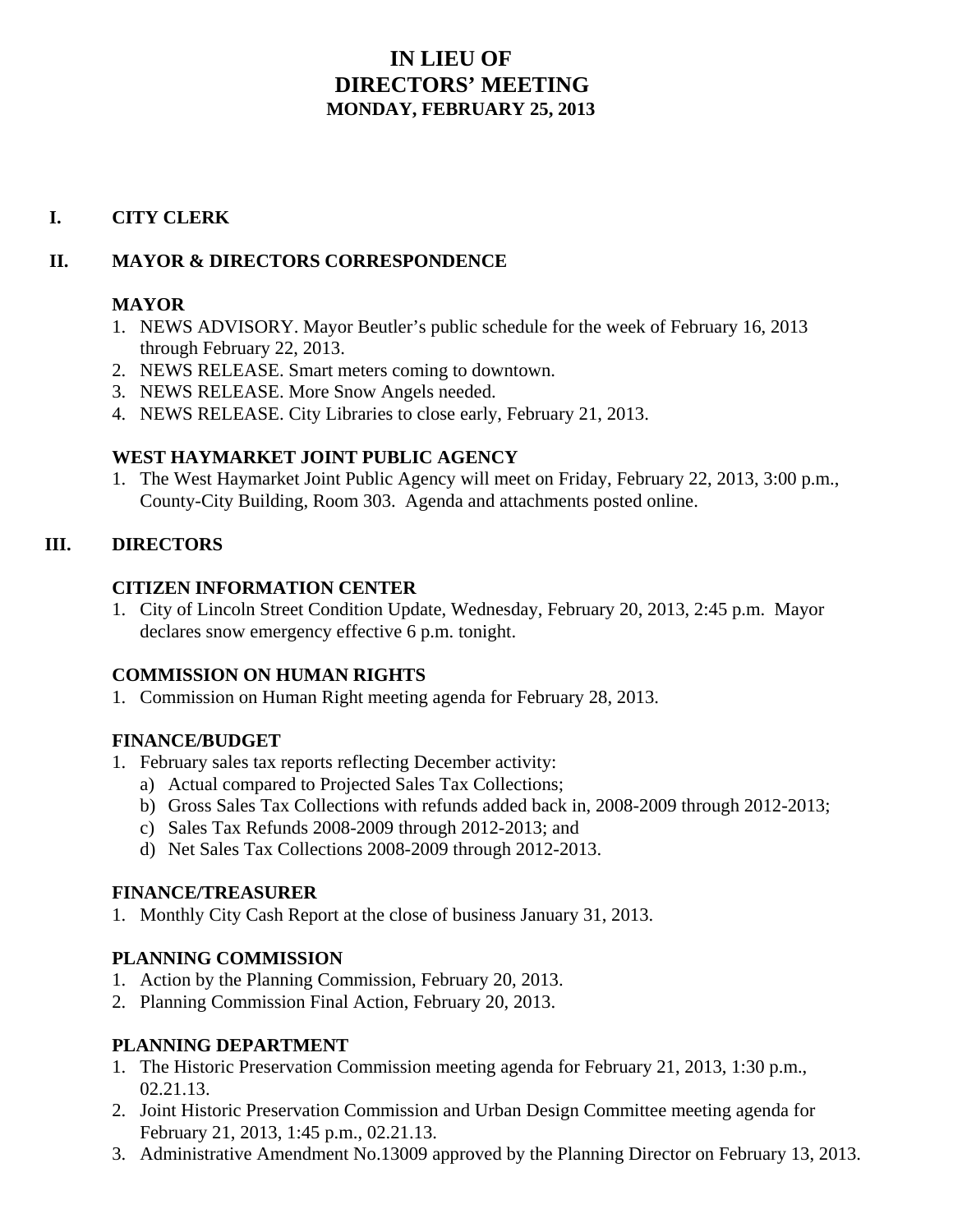# IN LIEU OF
# DIRECTORS' MEETING
## MONDAY, FEBRUARY 25, 2013

## I. CITY CLERK

## II. MAYOR & DIRECTORS CORRESPONDENCE

### MAYOR

1. NEWS ADVISORY. Mayor Beutler's public schedule for the week of February 16, 2013 through February 22, 2013.
2. NEWS RELEASE. Smart meters coming to downtown.
3. NEWS RELEASE. More Snow Angels needed.
4. NEWS RELEASE. City Libraries to close early, February 21, 2013.

### WEST HAYMARKET JOINT PUBLIC AGENCY

1. The West Haymarket Joint Public Agency will meet on Friday, February 22, 2013, 3:00 p.m., County-City Building, Room 303. Agenda and attachments posted online.

## III. DIRECTORS

### CITIZEN INFORMATION CENTER

1. City of Lincoln Street Condition Update, Wednesday, February 20, 2013, 2:45 p.m. Mayor declares snow emergency effective 6 p.m. tonight.

### COMMISSION ON HUMAN RIGHTS

1. Commission on Human Right meeting agenda for February 28, 2013.

### FINANCE/BUDGET

1. February sales tax reports reflecting December activity:
   a) Actual compared to Projected Sales Tax Collections;
   b) Gross Sales Tax Collections with refunds added back in, 2008-2009 through 2012-2013;
   c) Sales Tax Refunds 2008-2009 through 2012-2013; and
   d) Net Sales Tax Collections 2008-2009 through 2012-2013.

### FINANCE/TREASURER

1. Monthly City Cash Report at the close of business January 31, 2013.

### PLANNING COMMISSION

1. Action by the Planning Commission, February 20, 2013.
2. Planning Commission Final Action, February 20, 2013.

### PLANNING DEPARTMENT

1. The Historic Preservation Commission meeting agenda for February 21, 2013, 1:30 p.m., 02.21.13.
2. Joint Historic Preservation Commission and Urban Design Committee meeting agenda for February 21, 2013, 1:45 p.m., 02.21.13.
3. Administrative Amendment No.13009 approved by the Planning Director on February 13, 2013.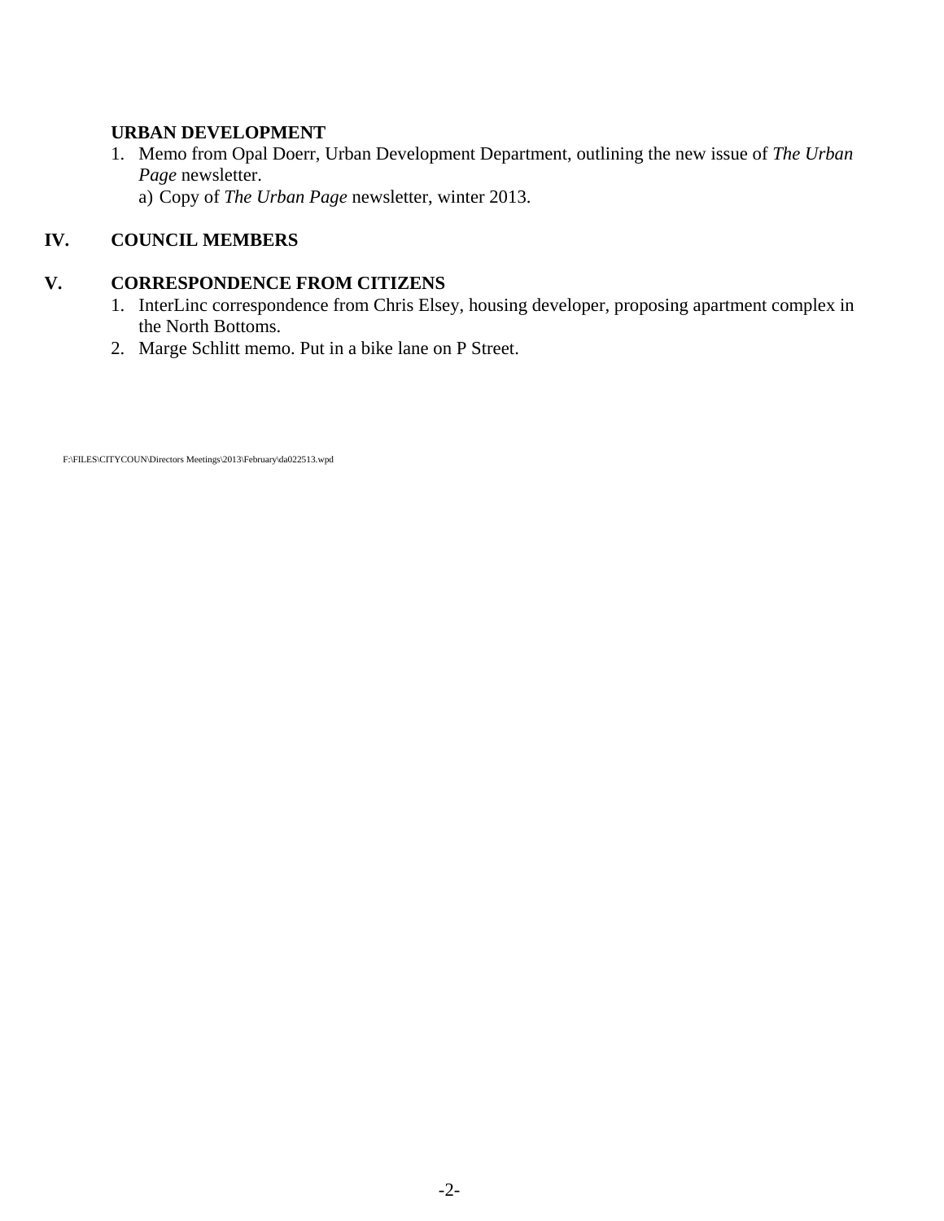**URBAN DEVELOPMENT**

1. Memo from Opal Doerr, Urban Development Department, outlining the new issue of *The Urban Page* newsletter.
   a) Copy of *The Urban Page* newsletter, winter 2013.

## IV. COUNCIL MEMBERS

## V. CORRESPONDENCE FROM CITIZENS

1. InterLinc correspondence from Chris Elsey, housing developer, proposing apartment complex in the North Bottoms.
2. Marge Schlitt memo. Put in a bike lane on P Street.

F:\FILES\CITYCOUN\Directors Meetings\2013\February\da022513.wpd